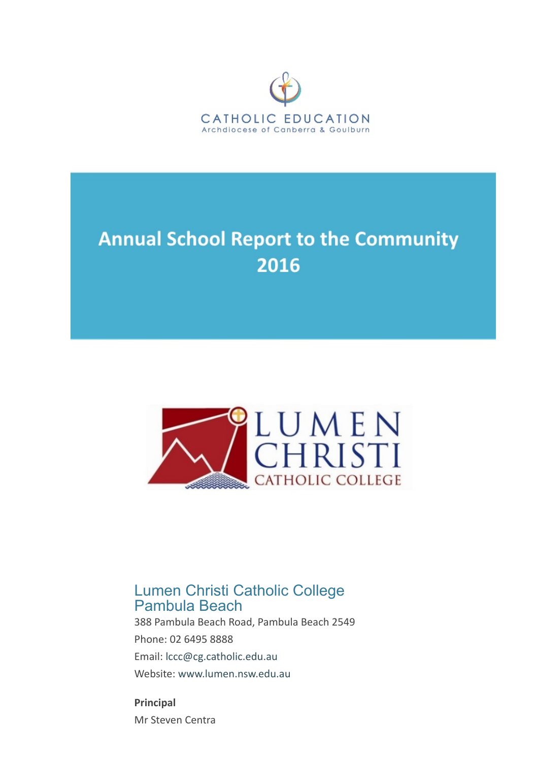CATHOLIC EDUCATION
Archdiocese of Canberra & Goulburn

# Annual School Report to the Community 2016

LUMEN CHRISTI
CATHOLIC COLLEGE

## Lumen Christi Catholic College Pambula Beach

388 Pambula Beach Road, Pambula Beach 2549

Phone: 02 6495 8888

Email: lccc@cg.catholic.edu.au

Website: www.lumen.nsw.edu.au

**Principal**

Mr Steven Centra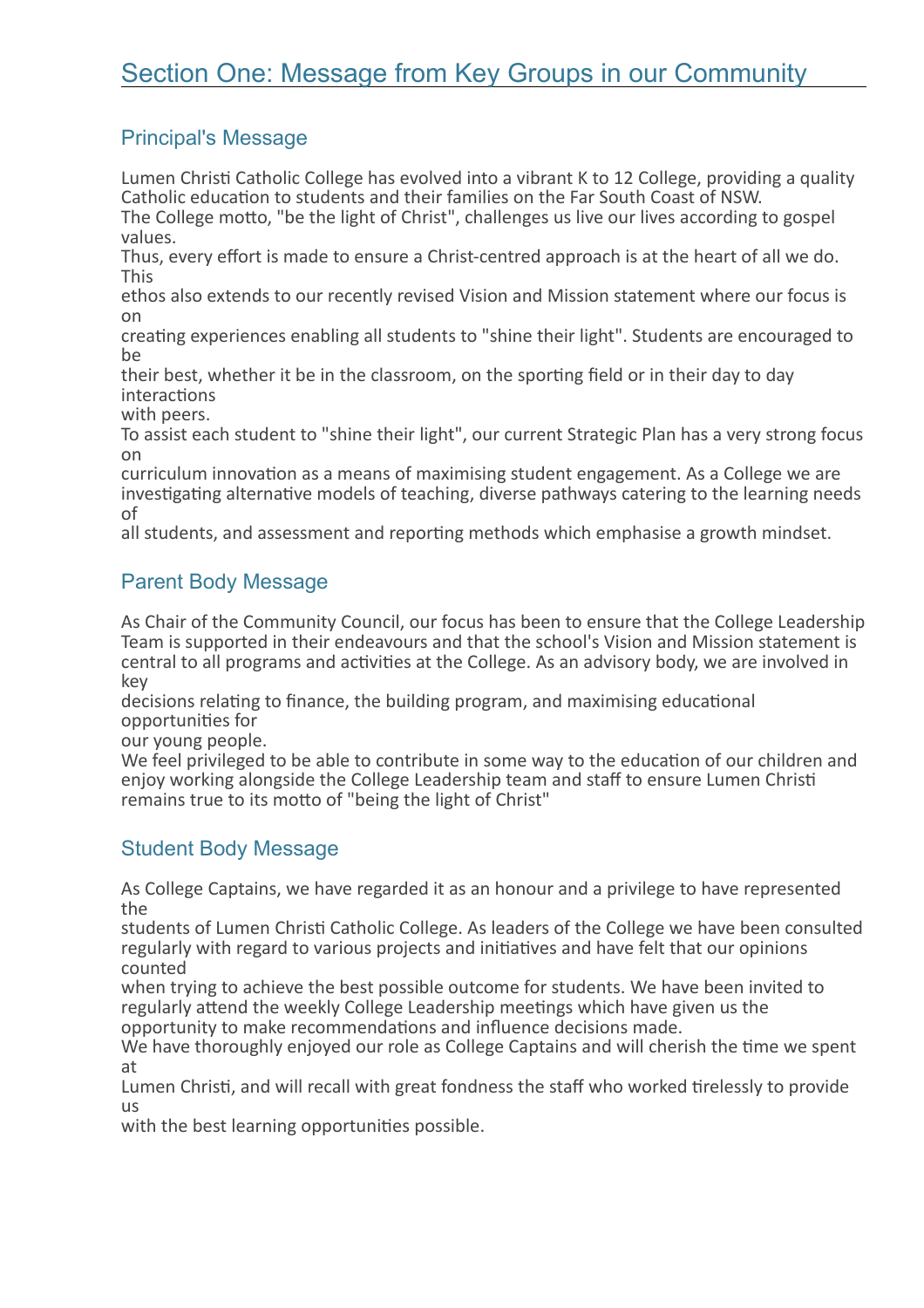# Section One: Message from Key Groups in our Community

## Principal's Message

Lumen Christi Catholic College has evolved into a vibrant K to 12 College, providing a quality Catholic education to students and their families on the Far South Coast of NSW.
The College motto, "be the light of Christ", challenges us live our lives according to gospel values.
Thus, every effort is made to ensure a Christ-centred approach is at the heart of all we do. This ethos also extends to our recently revised Vision and Mission statement where our focus is on creating experiences enabling all students to "shine their light". Students are encouraged to be their best, whether it be in the classroom, on the sporting field or in their day to day interactions with peers.
To assist each student to "shine their light", our current Strategic Plan has a very strong focus on curriculum innovation as a means of maximising student engagement. As a College we are investigating alternative models of teaching, diverse pathways catering to the learning needs of all students, and assessment and reporting methods which emphasise a growth mindset.

## Parent Body Message

As Chair of the Community Council, our focus has been to ensure that the College Leadership Team is supported in their endeavours and that the school's Vision and Mission statement is central to all programs and activities at the College. As an advisory body, we are involved in key decisions relating to finance, the building program, and maximising educational opportunities for our young people.
We feel privileged to be able to contribute in some way to the education of our children and enjoy working alongside the College Leadership team and staff to ensure Lumen Christi remains true to its motto of "being the light of Christ"

## Student Body Message

As College Captains, we have regarded it as an honour and a privilege to have represented the students of Lumen Christi Catholic College. As leaders of the College we have been consulted regularly with regard to various projects and initiatives and have felt that our opinions counted when trying to achieve the best possible outcome for students. We have been invited to regularly attend the weekly College Leadership meetings which have given us the opportunity to make recommendations and influence decisions made.
We have thoroughly enjoyed our role as College Captains and will cherish the time we spent at Lumen Christi, and will recall with great fondness the staff who worked tirelessly to provide us with the best learning opportunities possible.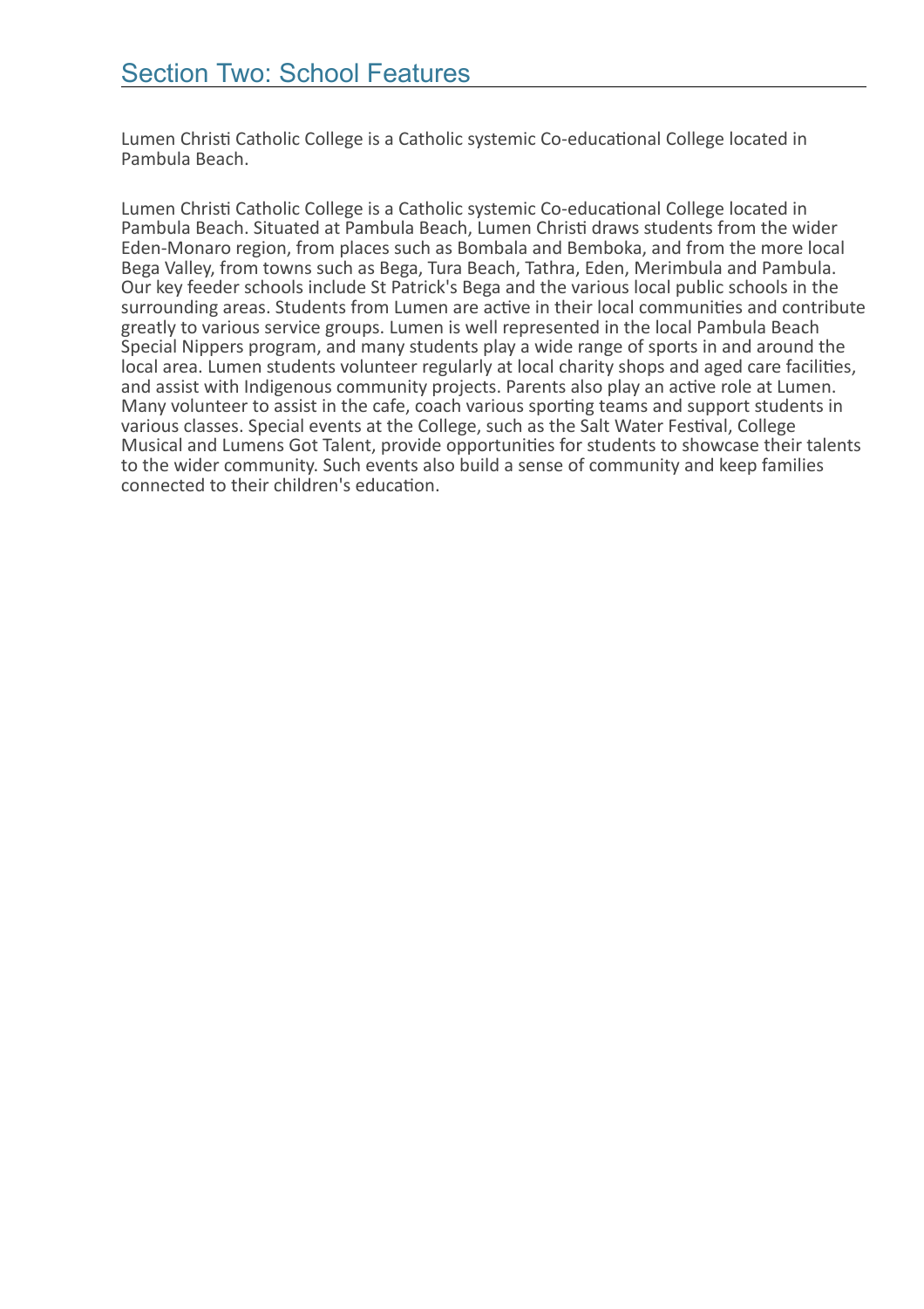## Section Two: School Features

Lumen Christi Catholic College is a Catholic systemic Co-educational College located in Pambula Beach.

Lumen Christi Catholic College is a Catholic systemic Co-educational College located in Pambula Beach. Situated at Pambula Beach, Lumen Christi draws students from the wider Eden-Monaro region, from places such as Bombala and Bemboka, and from the more local Bega Valley, from towns such as Bega, Tura Beach, Tathra, Eden, Merimbula and Pambula. Our key feeder schools include St Patrick's Bega and the various local public schools in the surrounding areas. Students from Lumen are active in their local communities and contribute greatly to various service groups. Lumen is well represented in the local Pambula Beach Special Nippers program, and many students play a wide range of sports in and around the local area. Lumen students volunteer regularly at local charity shops and aged care facilities, and assist with Indigenous community projects. Parents also play an active role at Lumen. Many volunteer to assist in the cafe, coach various sporting teams and support students in various classes. Special events at the College, such as the Salt Water Festival, College Musical and Lumens Got Talent, provide opportunities for students to showcase their talents to the wider community. Such events also build a sense of community and keep families connected to their children's education.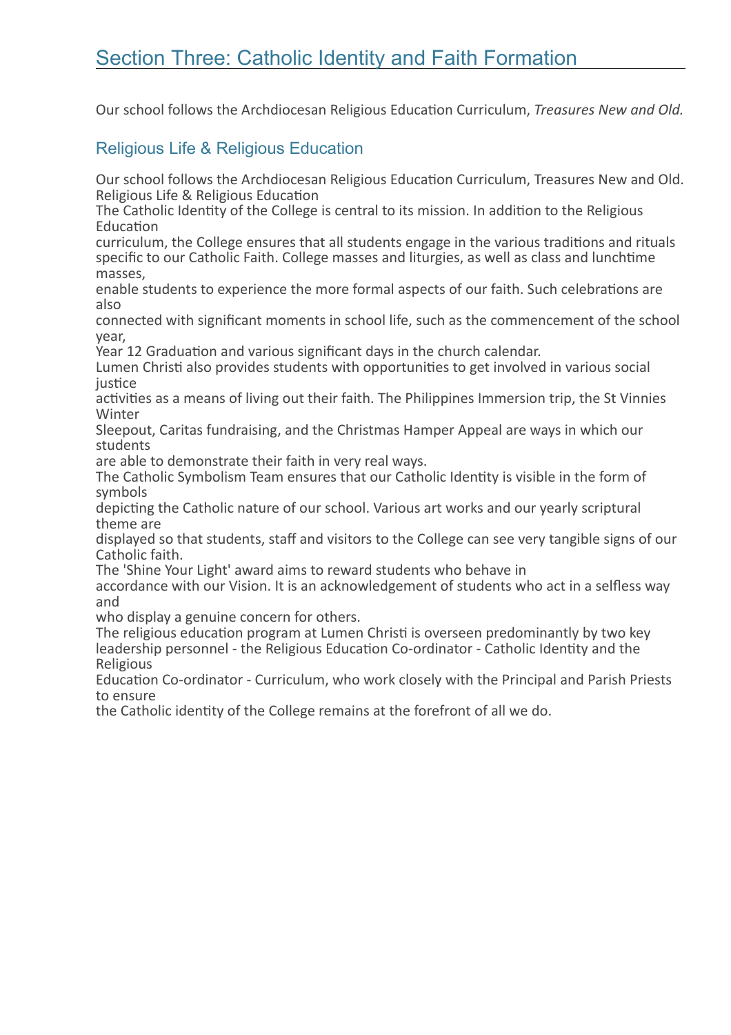# Section Three: Catholic Identity and Faith Formation

Our school follows the Archdiocesan Religious Education Curriculum, *Treasures New and Old.*

## Religious Life & Religious Education

Our school follows the Archdiocesan Religious Education Curriculum, Treasures New and Old.
Religious Life & Religious Education
The Catholic Identity of the College is central to its mission. In addition to the Religious Education curriculum, the College ensures that all students engage in the various traditions and rituals specific to our Catholic Faith. College masses and liturgies, as well as class and lunchtime masses, enable students to experience the more formal aspects of our faith. Such celebrations are also connected with significant moments in school life, such as the commencement of the school year, Year 12 Graduation and various significant days in the church calendar.
Lumen Christi also provides students with opportunities to get involved in various social justice activities as a means of living out their faith. The Philippines Immersion trip, the St Vinnies Winter Sleepout, Caritas fundraising, and the Christmas Hamper Appeal are ways in which our students are able to demonstrate their faith in very real ways.
The Catholic Symbolism Team ensures that our Catholic Identity is visible in the form of symbols depicting the Catholic nature of our school. Various art works and our yearly scriptural theme are displayed so that students, staff and visitors to the College can see very tangible signs of our Catholic faith.
The 'Shine Your Light' award aims to reward students who behave in accordance with our Vision. It is an acknowledgement of students who act in a selfless way and who display a genuine concern for others.
The religious education program at Lumen Christi is overseen predominantly by two key leadership personnel - the Religious Education Co-ordinator - Catholic Identity and the Religious Education Co-ordinator - Curriculum, who work closely with the Principal and Parish Priests to ensure the Catholic identity of the College remains at the forefront of all we do.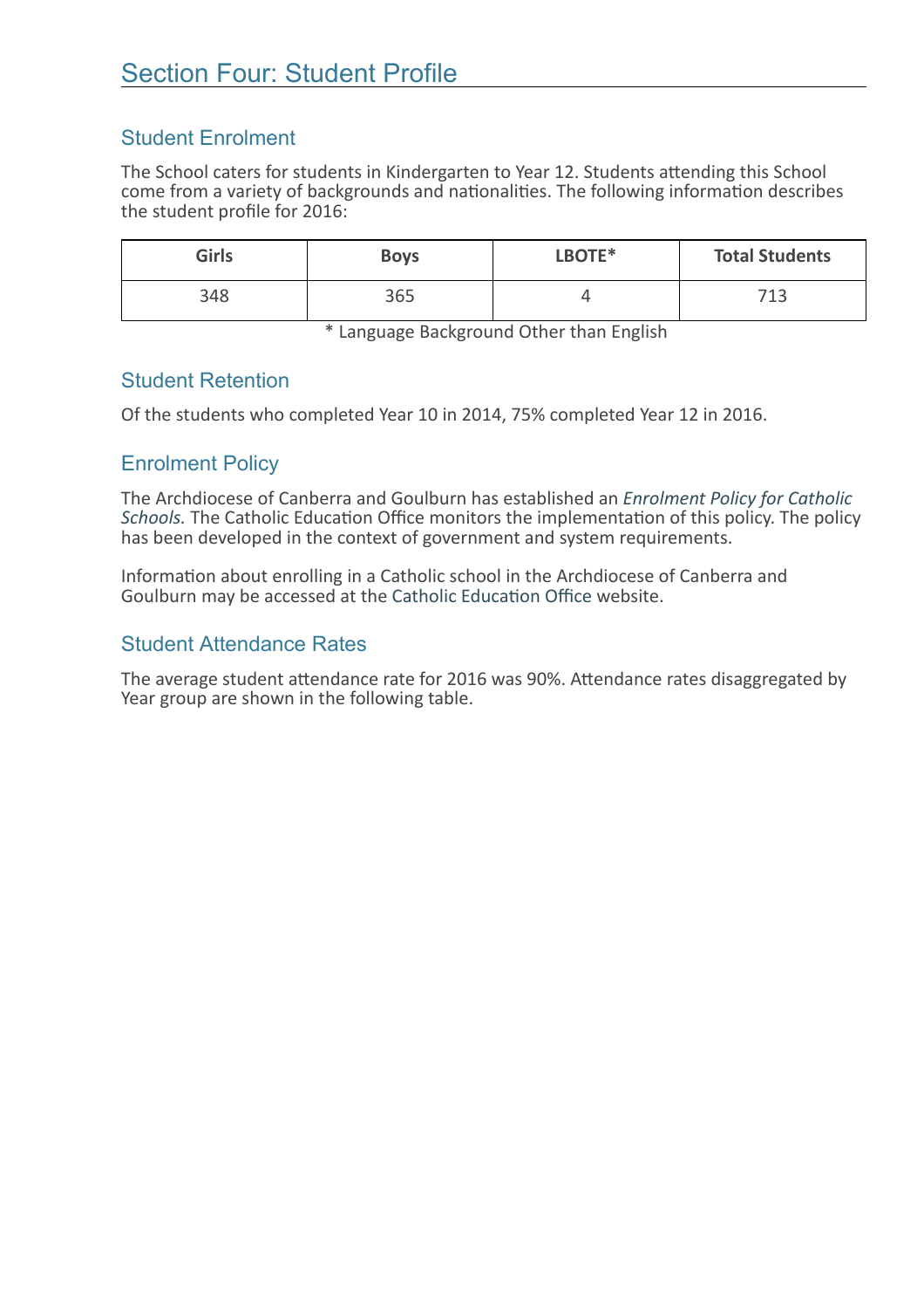# Section Four: Student Profile

## Student Enrolment

The School caters for students in Kindergarten to Year 12. Students attending this School come from a variety of backgrounds and nationalities. The following information describes the student profile for 2016:

| Girls | Boys | LBOTE* | Total Students |
|---|---|---|---|
| 348 | 365 | 4 | 713 |

\* Language Background Other than English

## Student Retention

Of the students who completed Year 10 in 2014, 75% completed Year 12 in 2016.

## Enrolment Policy

The Archdiocese of Canberra and Goulburn has established an *Enrolment Policy for Catholic Schools.* The Catholic Education Office monitors the implementation of this policy. The policy has been developed in the context of government and system requirements.

Information about enrolling in a Catholic school in the Archdiocese of Canberra and Goulburn may be accessed at the Catholic Education Office website.

## Student Attendance Rates

The average student attendance rate for 2016 was 90%. Attendance rates disaggregated by Year group are shown in the following table.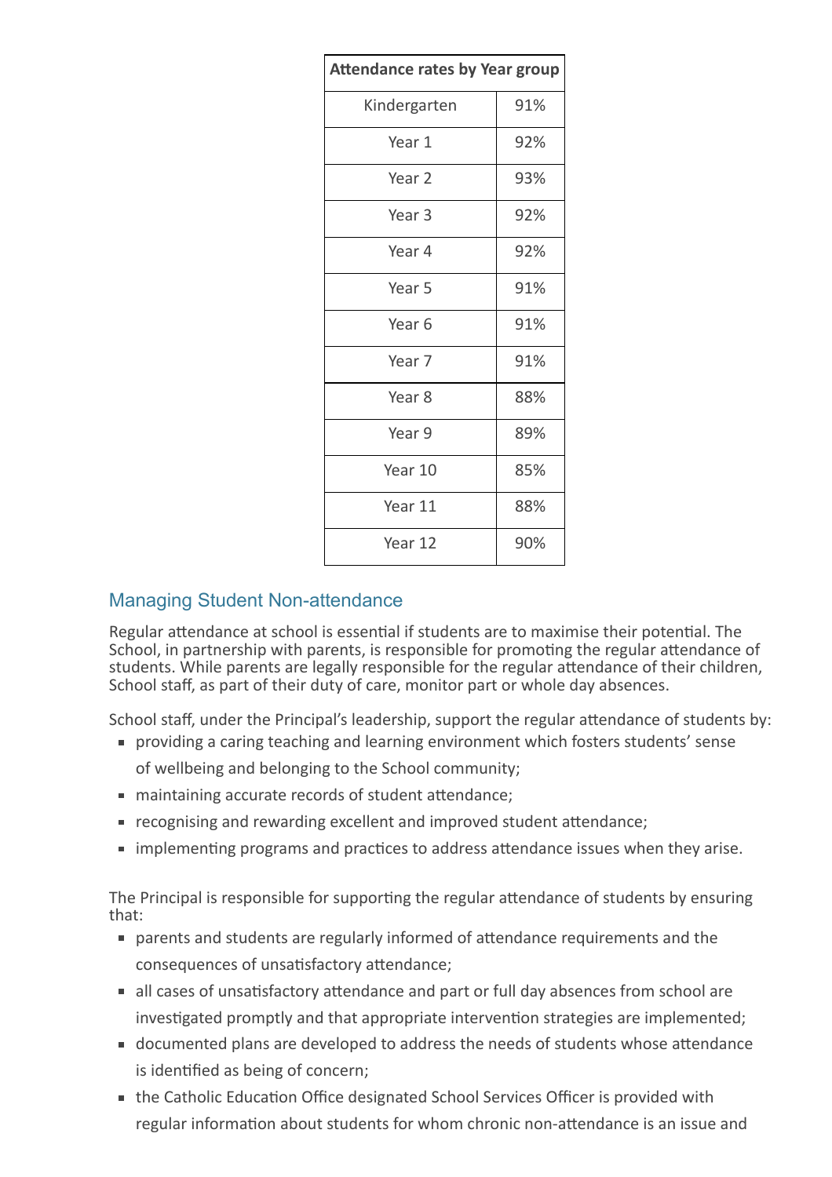| Attendance rates by Year group | |
|---|---|
| Kindergarten | 91% |
| Year 1 | 92% |
| Year 2 | 93% |
| Year 3 | 92% |
| Year 4 | 92% |
| Year 5 | 91% |
| Year 6 | 91% |
| Year 7 | 91% |
| Year 8 | 88% |
| Year 9 | 89% |
| Year 10 | 85% |
| Year 11 | 88% |
| Year 12 | 90% |

## Managing Student Non-attendance

Regular attendance at school is essential if students are to maximise their potential. The School, in partnership with parents, is responsible for promoting the regular attendance of students. While parents are legally responsible for the regular attendance of their children, School staff, as part of their duty of care, monitor part or whole day absences.

School staff, under the Principal's leadership, support the regular attendance of students by:

- providing a caring teaching and learning environment which fosters students' sense of wellbeing and belonging to the School community;
- maintaining accurate records of student attendance;
- recognising and rewarding excellent and improved student attendance;
- implementing programs and practices to address attendance issues when they arise.

The Principal is responsible for supporting the regular attendance of students by ensuring that:

- parents and students are regularly informed of attendance requirements and the consequences of unsatisfactory attendance;
- all cases of unsatisfactory attendance and part or full day absences from school are investigated promptly and that appropriate intervention strategies are implemented;
- documented plans are developed to address the needs of students whose attendance is identified as being of concern;
- the Catholic Education Office designated School Services Officer is provided with regular information about students for whom chronic non-attendance is an issue and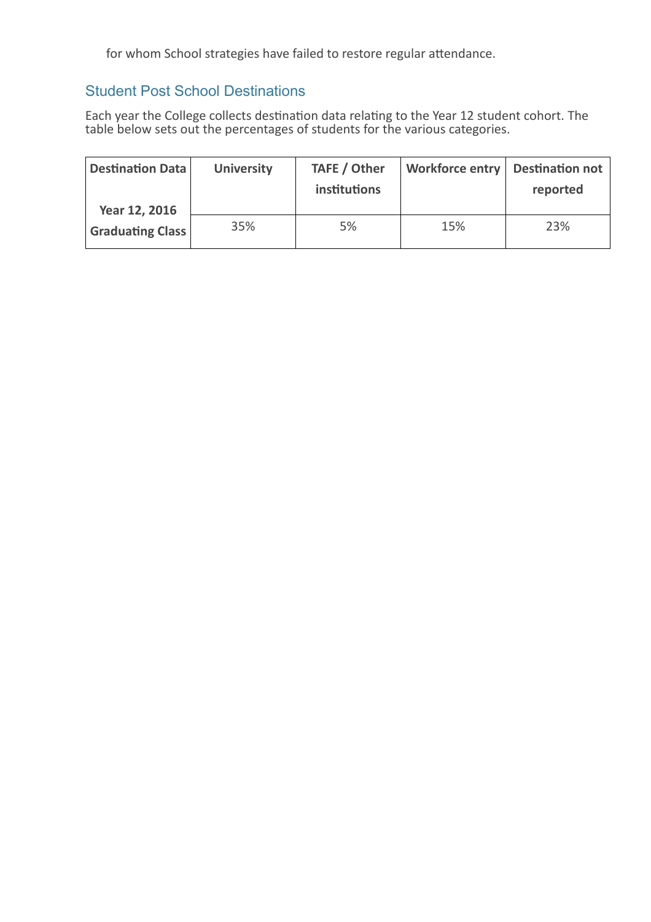for whom School strategies have failed to restore regular attendance.

## Student Post School Destinations

Each year the College collects destination data relating to the Year 12 student cohort. The table below sets out the percentages of students for the various categories.

| Destination Data Year 12, 2016 Graduating Class | University | TAFE / Other institutions | Workforce entry | Destination not reported |
|---|---|---|---|---|
| | 35% | 5% | 15% | 23% |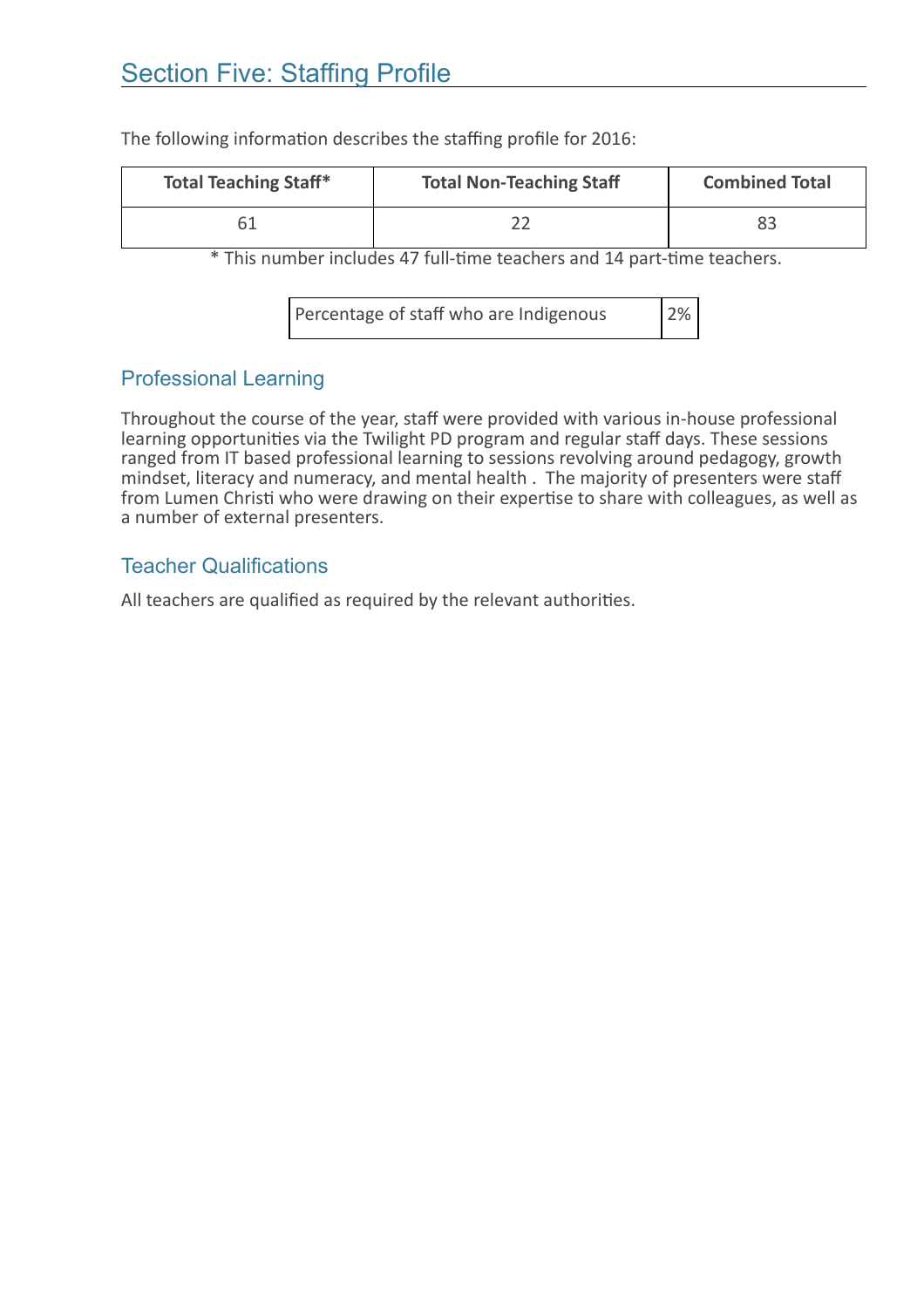# Section Five: Staffing Profile

The following information describes the staffing profile for 2016:

| Total Teaching Staff* | Total Non-Teaching Staff | Combined Total |
|---|---|---|
| 61 | 22 | 83 |

* This number includes 47 full-time teachers and 14 part-time teachers.

| Percentage of staff who are Indigenous | 2% |
|---|---|

## Professional Learning

Throughout the course of the year, staff were provided with various in-house professional learning opportunities via the Twilight PD program and regular staff days. These sessions ranged from IT based professional learning to sessions revolving around pedagogy, growth mindset, literacy and numeracy, and mental health . The majority of presenters were staff from Lumen Christi who were drawing on their expertise to share with colleagues, as well as a number of external presenters.

## Teacher Qualifications

All teachers are qualified as required by the relevant authorities.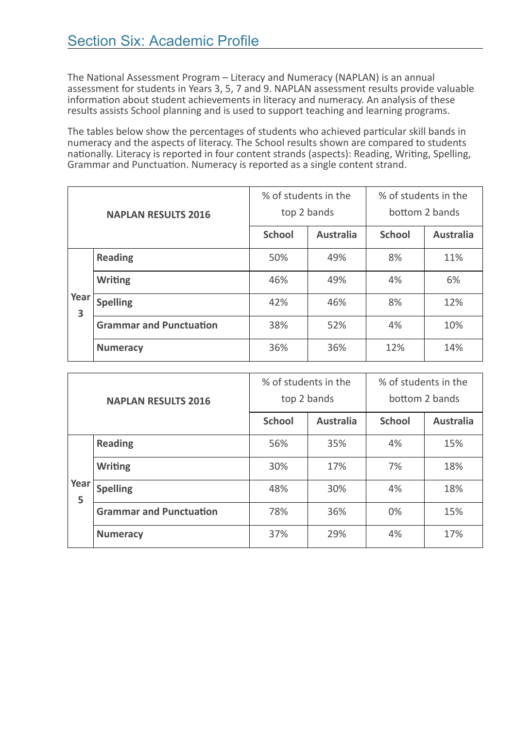## Section Six: Academic Profile

The National Assessment Program – Literacy and Numeracy (NAPLAN) is an annual assessment for students in Years 3, 5, 7 and 9. NAPLAN assessment results provide valuable information about student achievements in literacy and numeracy. An analysis of these results assists School planning and is used to support teaching and learning programs.

The tables below show the percentages of students who achieved particular skill bands in numeracy and the aspects of literacy. The School results shown are compared to students nationally. Literacy is reported in four content strands (aspects): Reading, Writing, Spelling, Grammar and Punctuation. Numeracy is reported as a single content strand.

| **NAPLAN RESULTS 2016** | | % of students in the top 2 bands | | % of students in the bottom 2 bands | |
|---|---|---|---|---|---|
| | | **School** | **Australia** | **School** | **Australia** |
| **Year 3** | **Reading** | 50% | 49% | 8% | 11% |
| | **Writing** | 46% | 49% | 4% | 6% |
| | **Spelling** | 42% | 46% | 8% | 12% |
| | **Grammar and Punctuation** | 38% | 52% | 4% | 10% |
| | **Numeracy** | 36% | 36% | 12% | 14% |

| **NAPLAN RESULTS 2016** | | % of students in the top 2 bands | | % of students in the bottom 2 bands | |
|---|---|---|---|---|---|
| | | **School** | **Australia** | **School** | **Australia** |
| **Year 5** | **Reading** | 56% | 35% | 4% | 15% |
| | **Writing** | 30% | 17% | 7% | 18% |
| | **Spelling** | 48% | 30% | 4% | 18% |
| | **Grammar and Punctuation** | 78% | 36% | 0% | 15% |
| | **Numeracy** | 37% | 29% | 4% | 17% |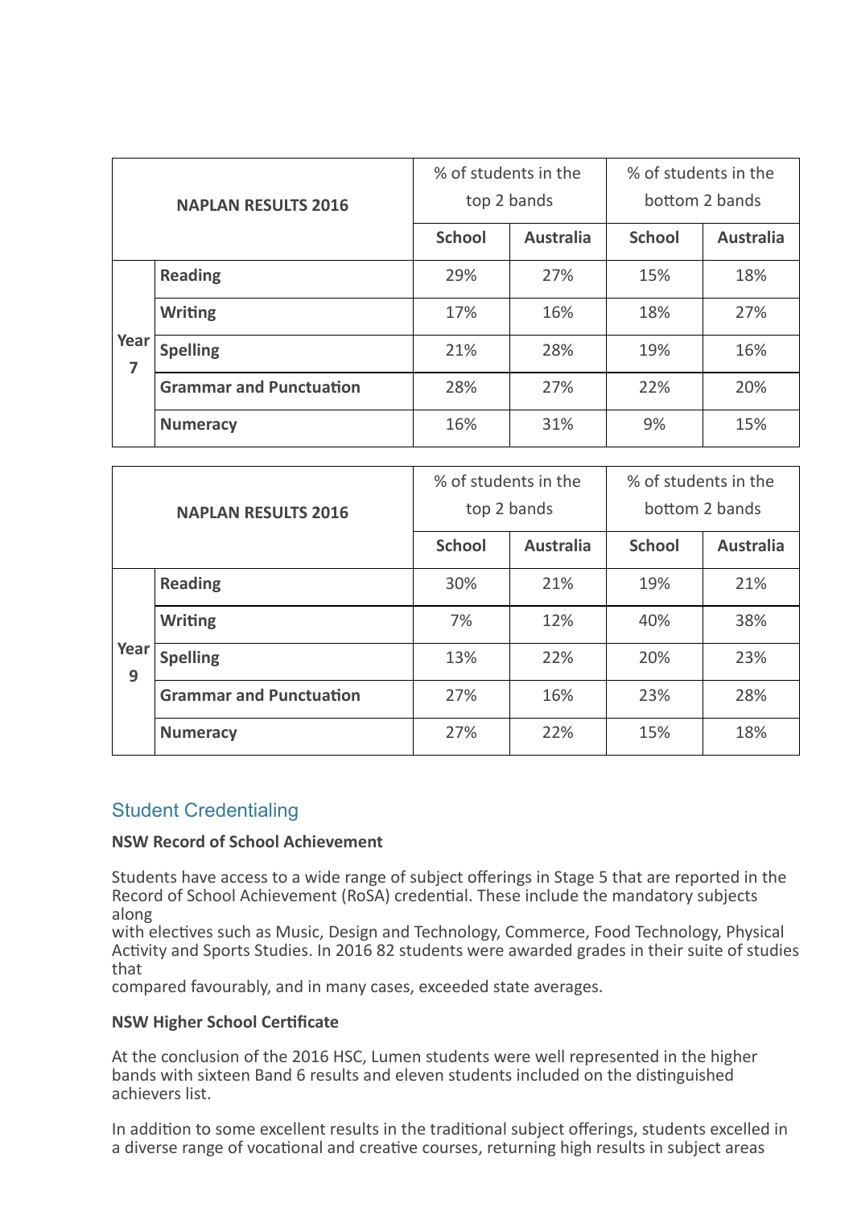| NAPLAN RESULTS 2016 | | % of students in the top 2 bands | | % of students in the bottom 2 bands | |
|---|---|---|---|---|---|
| | | School | Australia | School | Australia |
| Year 7 | **Reading** | 29% | 27% | 15% | 18% |
| | **Writing** | 17% | 16% | 18% | 27% |
| | **Spelling** | 21% | 28% | 19% | 16% |
| | **Grammar and Punctuation** | 28% | 27% | 22% | 20% |
| | **Numeracy** | 16% | 31% | 9% | 15% |

| NAPLAN RESULTS 2016 | | % of students in the top 2 bands | | % of students in the bottom 2 bands | |
|---|---|---|---|---|---|
| | | School | Australia | School | Australia |
| Year 9 | **Reading** | 30% | 21% | 19% | 21% |
| | **Writing** | 7% | 12% | 40% | 38% |
| | **Spelling** | 13% | 22% | 20% | 23% |
| | **Grammar and Punctuation** | 27% | 16% | 23% | 28% |
| | **Numeracy** | 27% | 22% | 15% | 18% |

## Student Credentialing

**NSW Record of School Achievement**

Students have access to a wide range of subject offerings in Stage 5 that are reported in the Record of School Achievement (RoSA) credential. These include the mandatory subjects along
with electives such as Music, Design and Technology, Commerce, Food Technology, Physical Activity and Sports Studies. In 2016 82 students were awarded grades in their suite of studies that
compared favourably, and in many cases, exceeded state averages.

**NSW Higher School Certificate**

At the conclusion of the 2016 HSC, Lumen students were well represented in the higher bands with sixteen Band 6 results and eleven students included on the distinguished achievers list.

In addition to some excellent results in the traditional subject offerings, students excelled in a diverse range of vocational and creative courses, returning high results in subject areas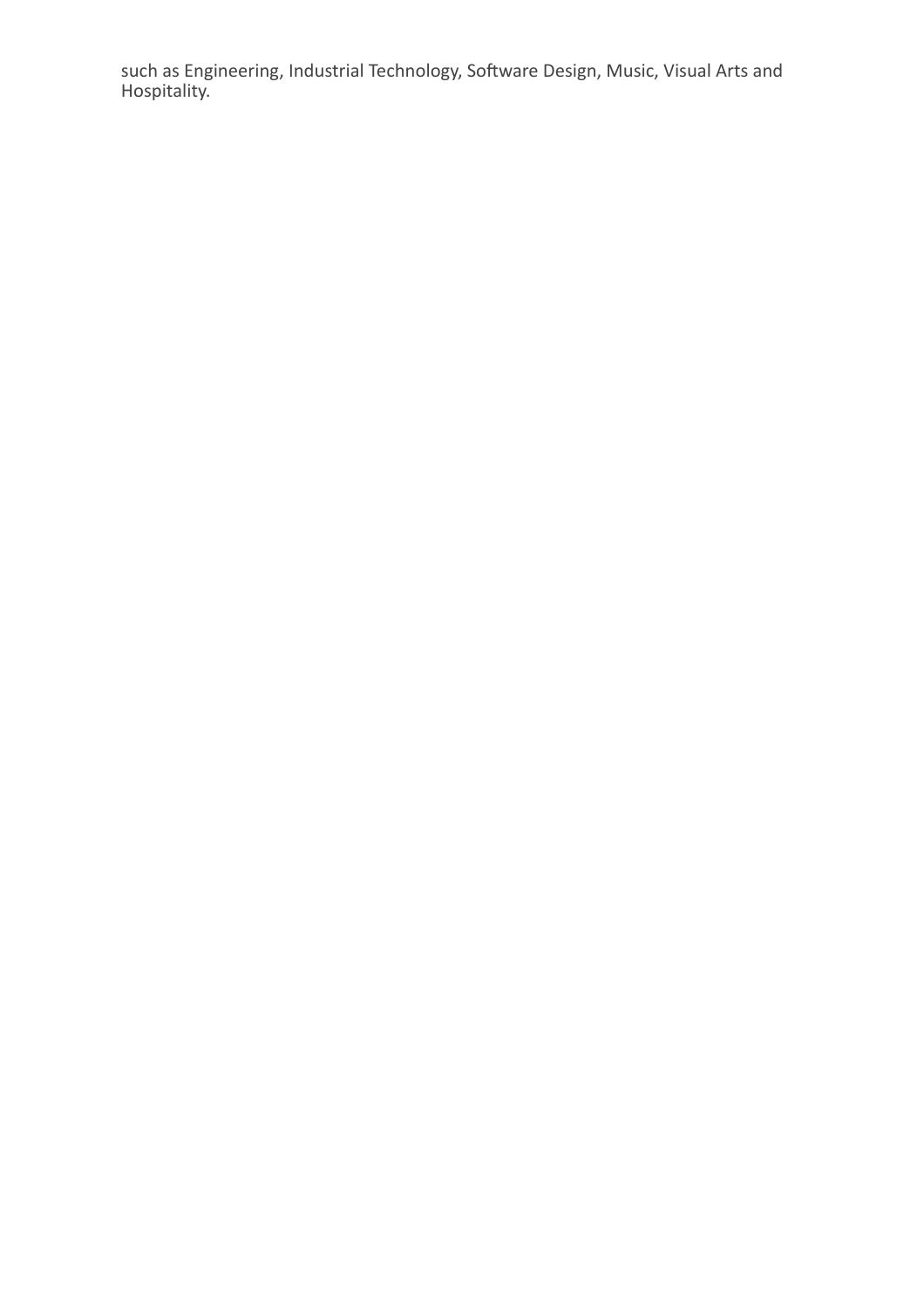such as Engineering, Industrial Technology, Software Design, Music, Visual Arts and Hospitality.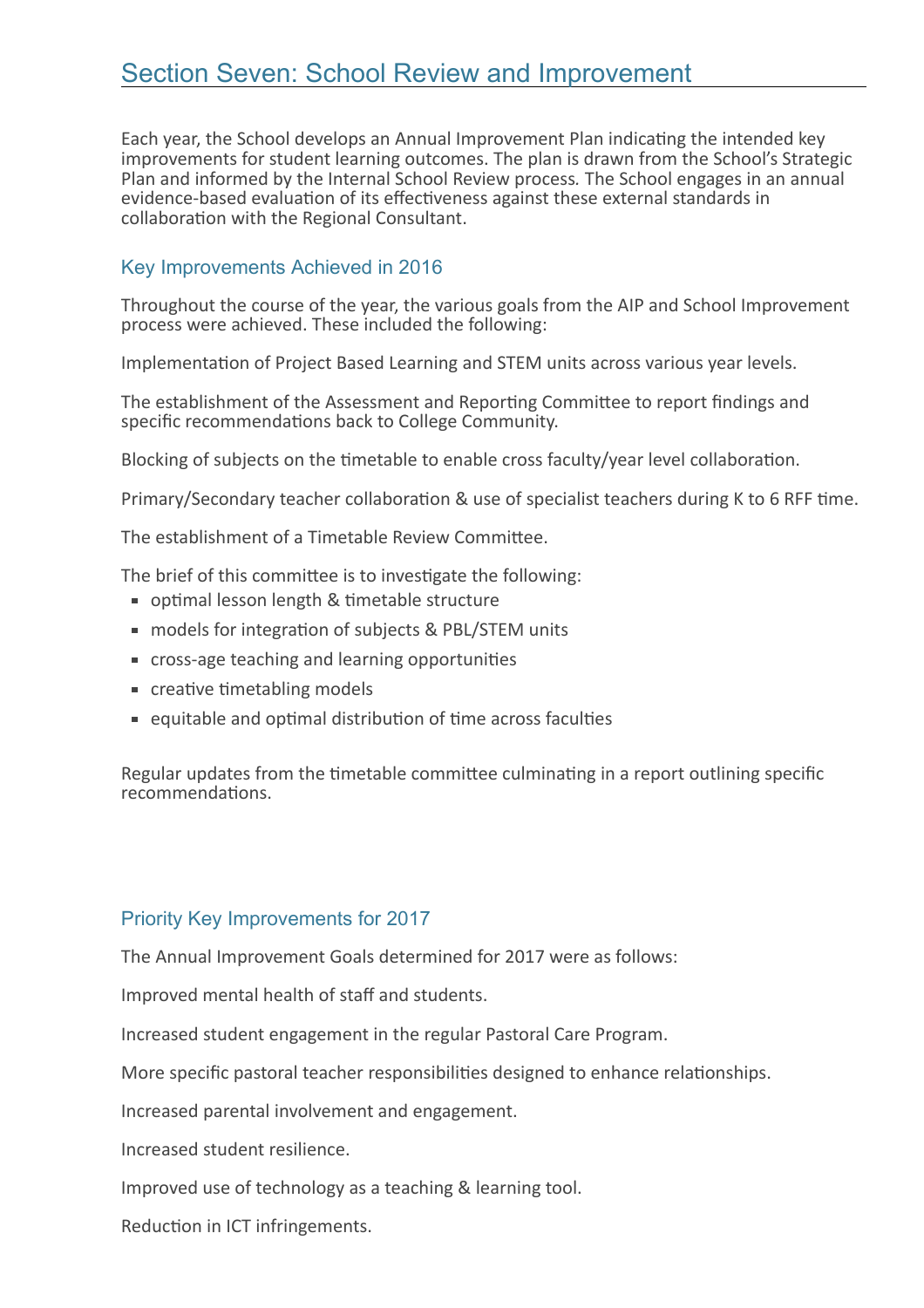# Section Seven: School Review and Improvement

Each year, the School develops an Annual Improvement Plan indicating the intended key improvements for student learning outcomes. The plan is drawn from the School's Strategic Plan and informed by the Internal School Review process. The School engages in an annual evidence-based evaluation of its effectiveness against these external standards in collaboration with the Regional Consultant.

## Key Improvements Achieved in 2016

Throughout the course of the year, the various goals from the AIP and School Improvement process were achieved. These included the following:

Implementation of Project Based Learning and STEM units across various year levels.

The establishment of the Assessment and Reporting Committee to report findings and specific recommendations back to College Community.

Blocking of subjects on the timetable to enable cross faculty/year level collaboration.

Primary/Secondary teacher collaboration & use of specialist teachers during K to 6 RFF time.

The establishment of a Timetable Review Committee.

The brief of this committee is to investigate the following:

- optimal lesson length & timetable structure
- models for integration of subjects & PBL/STEM units
- cross-age teaching and learning opportunities
- creative timetabling models
- equitable and optimal distribution of time across faculties

Regular updates from the timetable committee culminating in a report outlining specific recommendations.

## Priority Key Improvements for 2017

The Annual Improvement Goals determined for 2017 were as follows:

Improved mental health of staff and students.

Increased student engagement in the regular Pastoral Care Program.

More specific pastoral teacher responsibilities designed to enhance relationships.

Increased parental involvement and engagement.

Increased student resilience.

Improved use of technology as a teaching & learning tool.

Reduction in ICT infringements.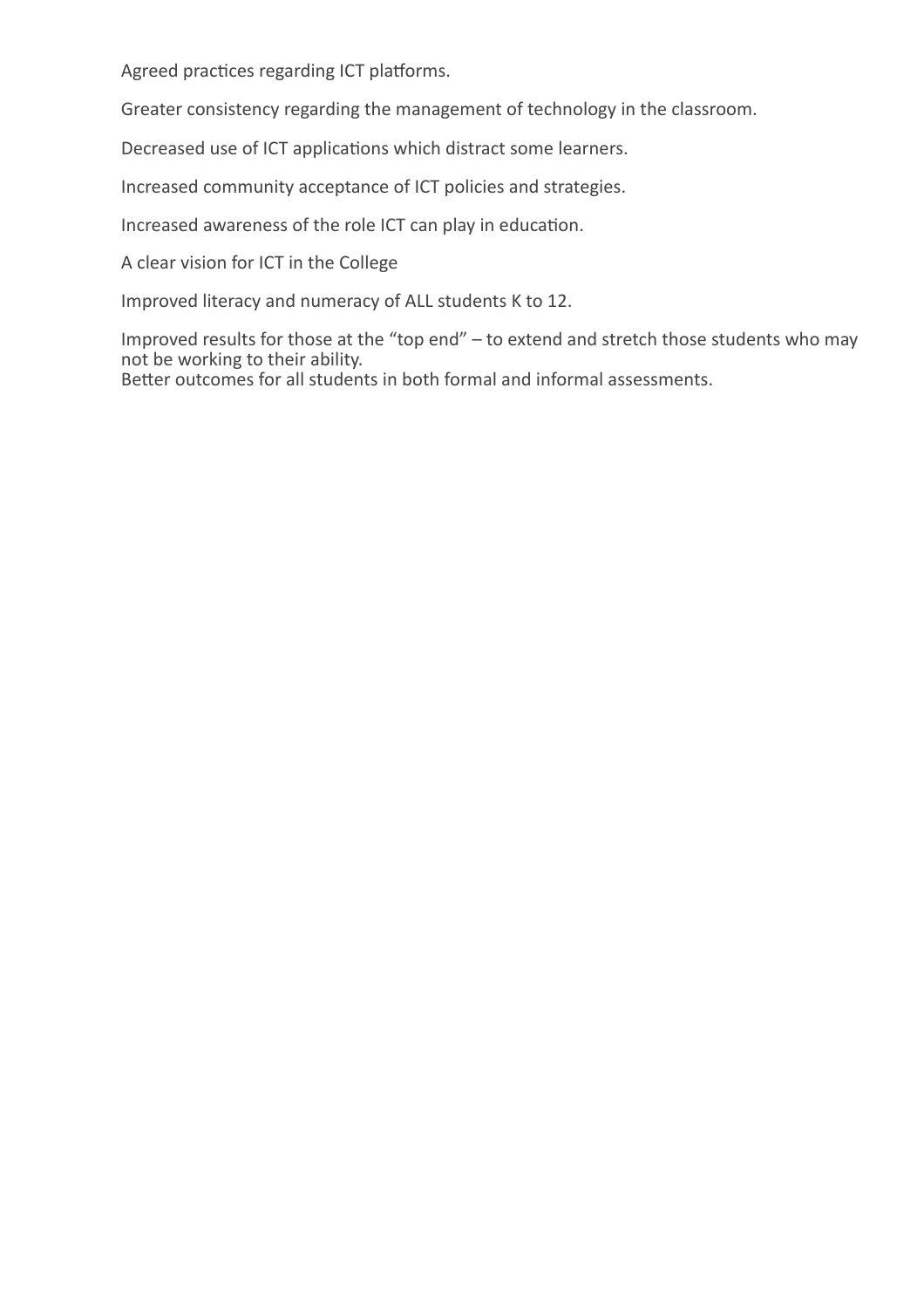Agreed practices regarding ICT platforms.

Greater consistency regarding the management of technology in the classroom.

Decreased use of ICT applications which distract some learners.

Increased community acceptance of ICT policies and strategies.

Increased awareness of the role ICT can play in education.

A clear vision for ICT in the College

Improved literacy and numeracy of ALL students K to 12.

Improved results for those at the "top end" – to extend and stretch those students who may not be working to their ability.
Better outcomes for all students in both formal and informal assessments.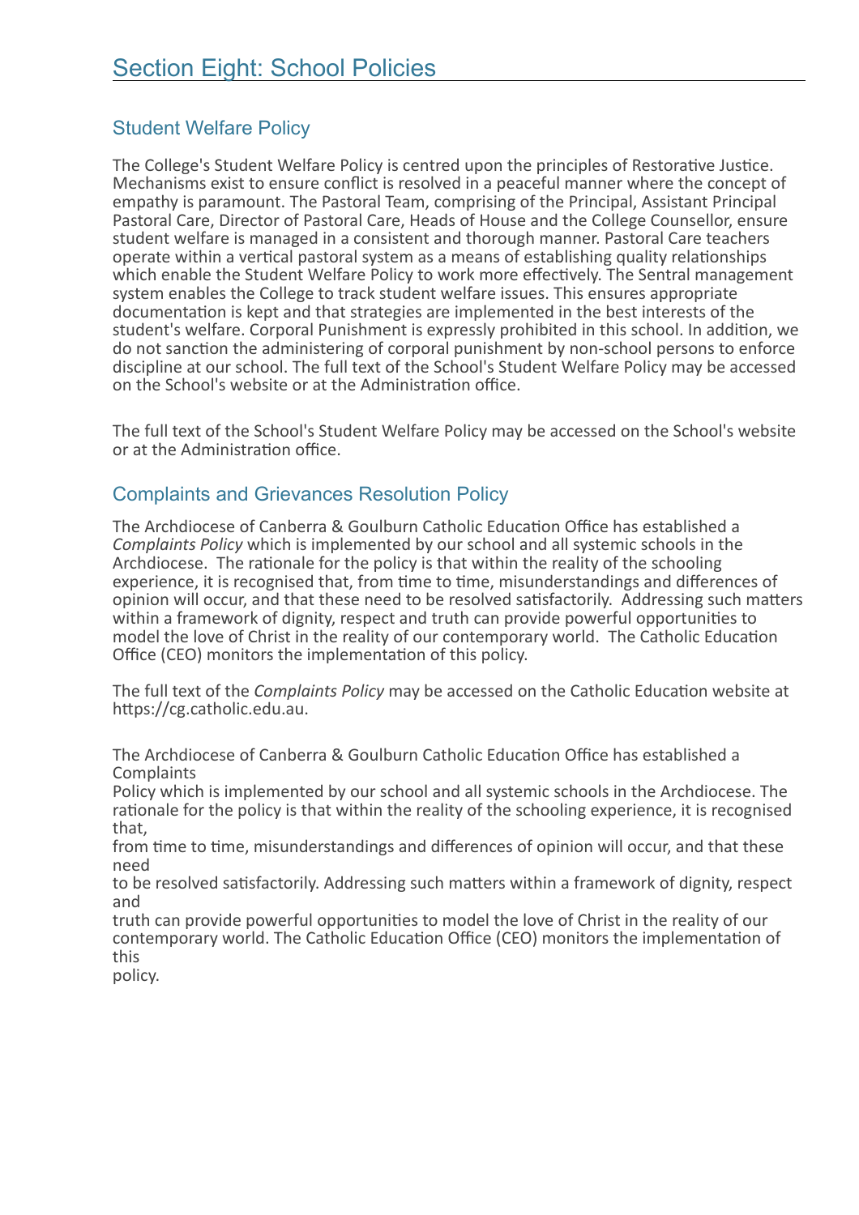# Section Eight: School Policies

## Student Welfare Policy

The College's Student Welfare Policy is centred upon the principles of Restorative Justice. Mechanisms exist to ensure conflict is resolved in a peaceful manner where the concept of empathy is paramount. The Pastoral Team, comprising of the Principal, Assistant Principal Pastoral Care, Director of Pastoral Care, Heads of House and the College Counsellor, ensure student welfare is managed in a consistent and thorough manner. Pastoral Care teachers operate within a vertical pastoral system as a means of establishing quality relationships which enable the Student Welfare Policy to work more effectively. The Sentral management system enables the College to track student welfare issues. This ensures appropriate documentation is kept and that strategies are implemented in the best interests of the student's welfare. Corporal Punishment is expressly prohibited in this school. In addition, we do not sanction the administering of corporal punishment by non-school persons to enforce discipline at our school. The full text of the School's Student Welfare Policy may be accessed on the School's website or at the Administration office.

The full text of the School's Student Welfare Policy may be accessed on the School's website or at the Administration office.

## Complaints and Grievances Resolution Policy

The Archdiocese of Canberra & Goulburn Catholic Education Office has established a *Complaints Policy* which is implemented by our school and all systemic schools in the Archdiocese. The rationale for the policy is that within the reality of the schooling experience, it is recognised that, from time to time, misunderstandings and differences of opinion will occur, and that these need to be resolved satisfactorily. Addressing such matters within a framework of dignity, respect and truth can provide powerful opportunities to model the love of Christ in the reality of our contemporary world. The Catholic Education Office (CEO) monitors the implementation of this policy.

The full text of the *Complaints Policy* may be accessed on the Catholic Education website at https://cg.catholic.edu.au.

The Archdiocese of Canberra & Goulburn Catholic Education Office has established a Complaints
Policy which is implemented by our school and all systemic schools in the Archdiocese. The rationale for the policy is that within the reality of the schooling experience, it is recognised that,
from time to time, misunderstandings and differences of opinion will occur, and that these need
to be resolved satisfactorily. Addressing such matters within a framework of dignity, respect and
truth can provide powerful opportunities to model the love of Christ in the reality of our contemporary world. The Catholic Education Office (CEO) monitors the implementation of this
policy.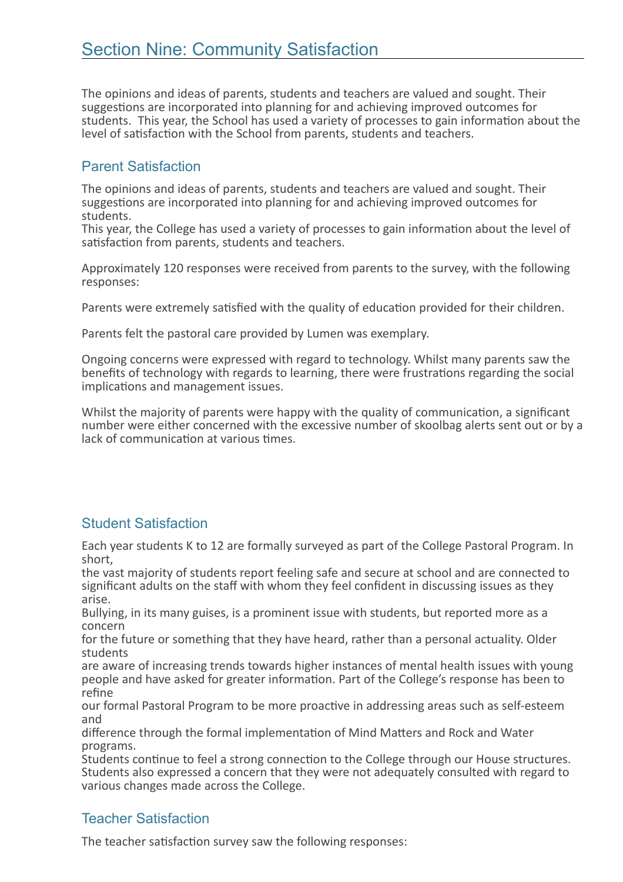# Section Nine: Community Satisfaction

The opinions and ideas of parents, students and teachers are valued and sought. Their suggestions are incorporated into planning for and achieving improved outcomes for students. This year, the School has used a variety of processes to gain information about the level of satisfaction with the School from parents, students and teachers.

## Parent Satisfaction

The opinions and ideas of parents, students and teachers are valued and sought. Their suggestions are incorporated into planning for and achieving improved outcomes for students.
This year, the College has used a variety of processes to gain information about the level of satisfaction from parents, students and teachers.

Approximately 120 responses were received from parents to the survey, with the following responses:

Parents were extremely satisfied with the quality of education provided for their children.

Parents felt the pastoral care provided by Lumen was exemplary.

Ongoing concerns were expressed with regard to technology. Whilst many parents saw the benefits of technology with regards to learning, there were frustrations regarding the social implications and management issues.

Whilst the majority of parents were happy with the quality of communication, a significant number were either concerned with the excessive number of skoolbag alerts sent out or by a lack of communication at various times.

## Student Satisfaction

Each year students K to 12 are formally surveyed as part of the College Pastoral Program. In short, the vast majority of students report feeling safe and secure at school and are connected to significant adults on the staff with whom they feel confident in discussing issues as they arise.
Bullying, in its many guises, is a prominent issue with students, but reported more as a concern for the future or something that they have heard, rather than a personal actuality. Older students are aware of increasing trends towards higher instances of mental health issues with young people and have asked for greater information. Part of the College's response has been to refine our formal Pastoral Program to be more proactive in addressing areas such as self-esteem and difference through the formal implementation of Mind Matters and Rock and Water programs.
Students continue to feel a strong connection to the College through our House structures.
Students also expressed a concern that they were not adequately consulted with regard to various changes made across the College.

## Teacher Satisfaction

The teacher satisfaction survey saw the following responses: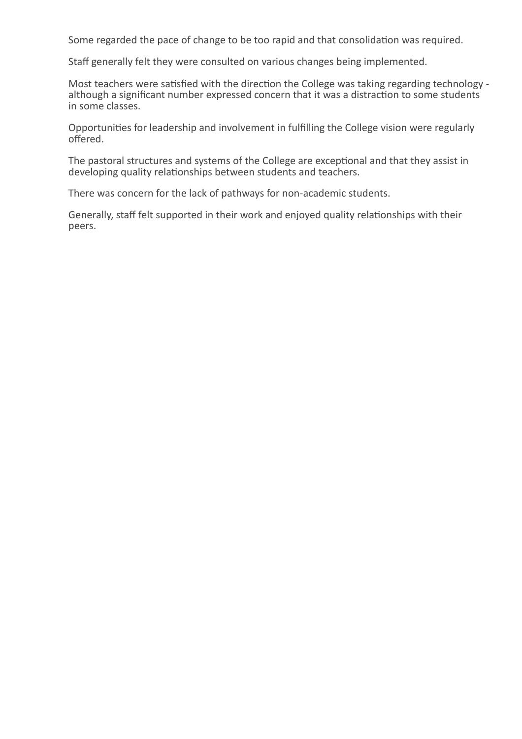Some regarded the pace of change to be too rapid and that consolidation was required.

Staff generally felt they were consulted on various changes being implemented.

Most teachers were satisfied with the direction the College was taking regarding technology - although a significant number expressed concern that it was a distraction to some students in some classes.

Opportunities for leadership and involvement in fulfilling the College vision were regularly offered.

The pastoral structures and systems of the College are exceptional and that they assist in developing quality relationships between students and teachers.

There was concern for the lack of pathways for non-academic students.

Generally, staff felt supported in their work and enjoyed quality relationships with their peers.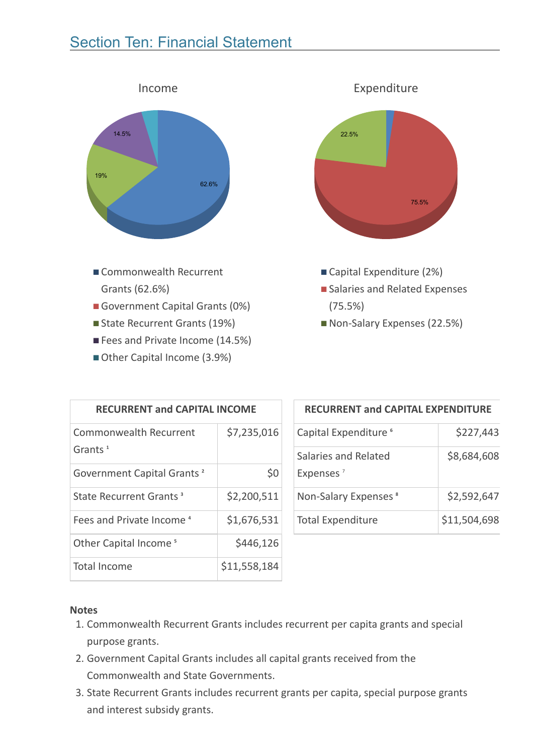## Section Ten: Financial Statement

Income

- Commonwealth Recurrent Grants (62.6%)
- Government Capital Grants (0%)
- State Recurrent Grants (19%)
- Fees and Private Income (14.5%)
- Other Capital Income (3.9%)

Expenditure

- Capital Expenditure (2%)
- Salaries and Related Expenses (75.5%)
- Non-Salary Expenses (22.5%)

| RECURRENT and CAPITAL INCOME | |
|---|---|
| Commonwealth Recurrent Grants [1] | $7,235,016 |
| Government Capital Grants [2] | $0 |
| State Recurrent Grants [3] | $2,200,511 |
| Fees and Private Income [4] | $1,676,531 |
| Other Capital Income [5] | $446,126 |
| Total Income | $11,558,184 |

| RECURRENT and CAPITAL EXPENDITURE | |
|---|---|
| Capital Expenditure [6] | $227,443 |
| Salaries and Related Expenses [7] | $8,684,608 |
| Non-Salary Expenses [8] | $2,592,647 |
| Total Expenditure | $11,504,698 |

**Notes**

1. Commonwealth Recurrent Grants includes recurrent per capita grants and special purpose grants.
2. Government Capital Grants includes all capital grants received from the Commonwealth and State Governments.
3. State Recurrent Grants includes recurrent grants per capita, special purpose grants and interest subsidy grants.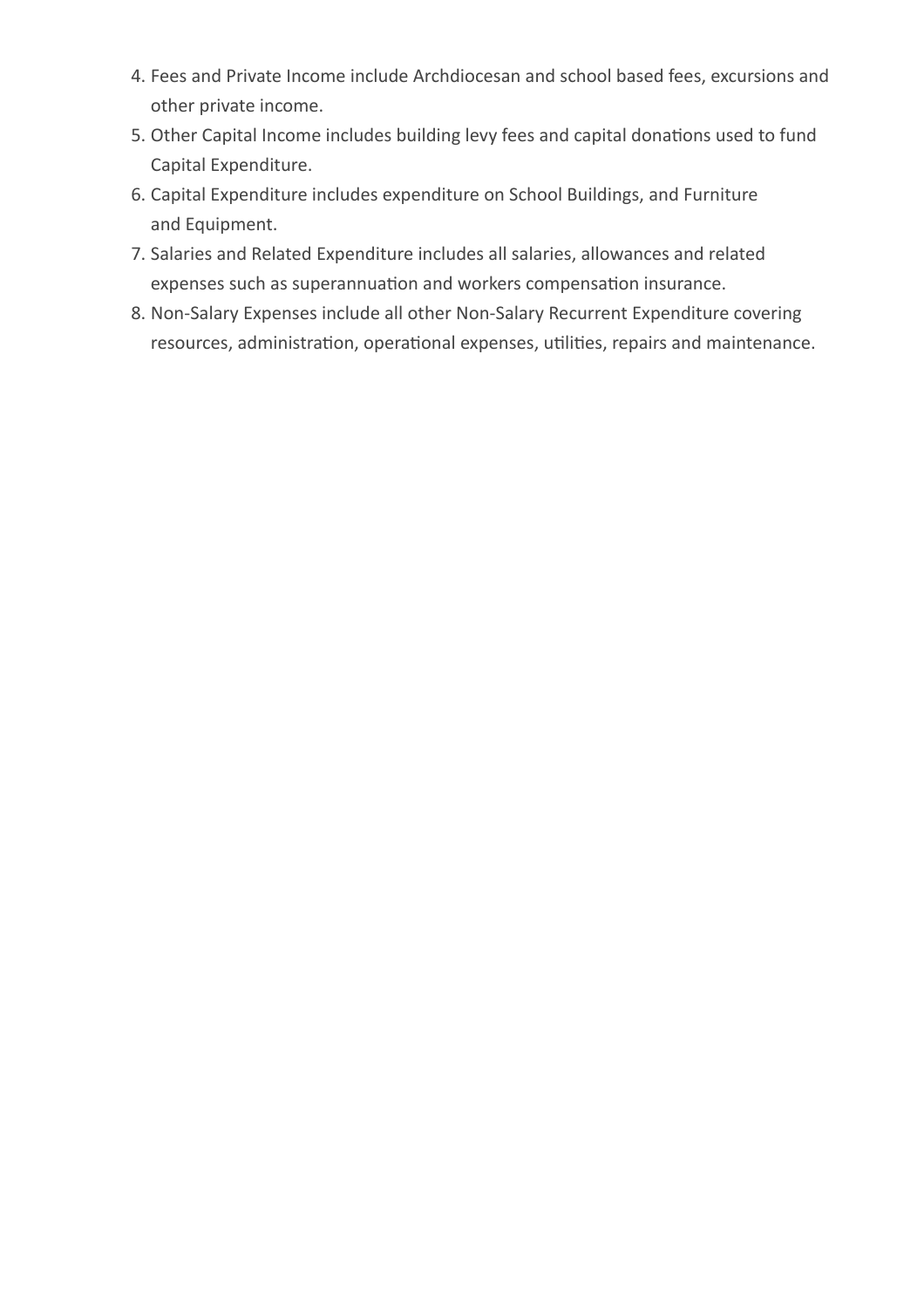4. Fees and Private Income include Archdiocesan and school based fees, excursions and other private income.
5. Other Capital Income includes building levy fees and capital donations used to fund Capital Expenditure.
6. Capital Expenditure includes expenditure on School Buildings, and Furniture and Equipment.
7. Salaries and Related Expenditure includes all salaries, allowances and related expenses such as superannuation and workers compensation insurance.
8. Non-Salary Expenses include all other Non-Salary Recurrent Expenditure covering resources, administration, operational expenses, utilities, repairs and maintenance.